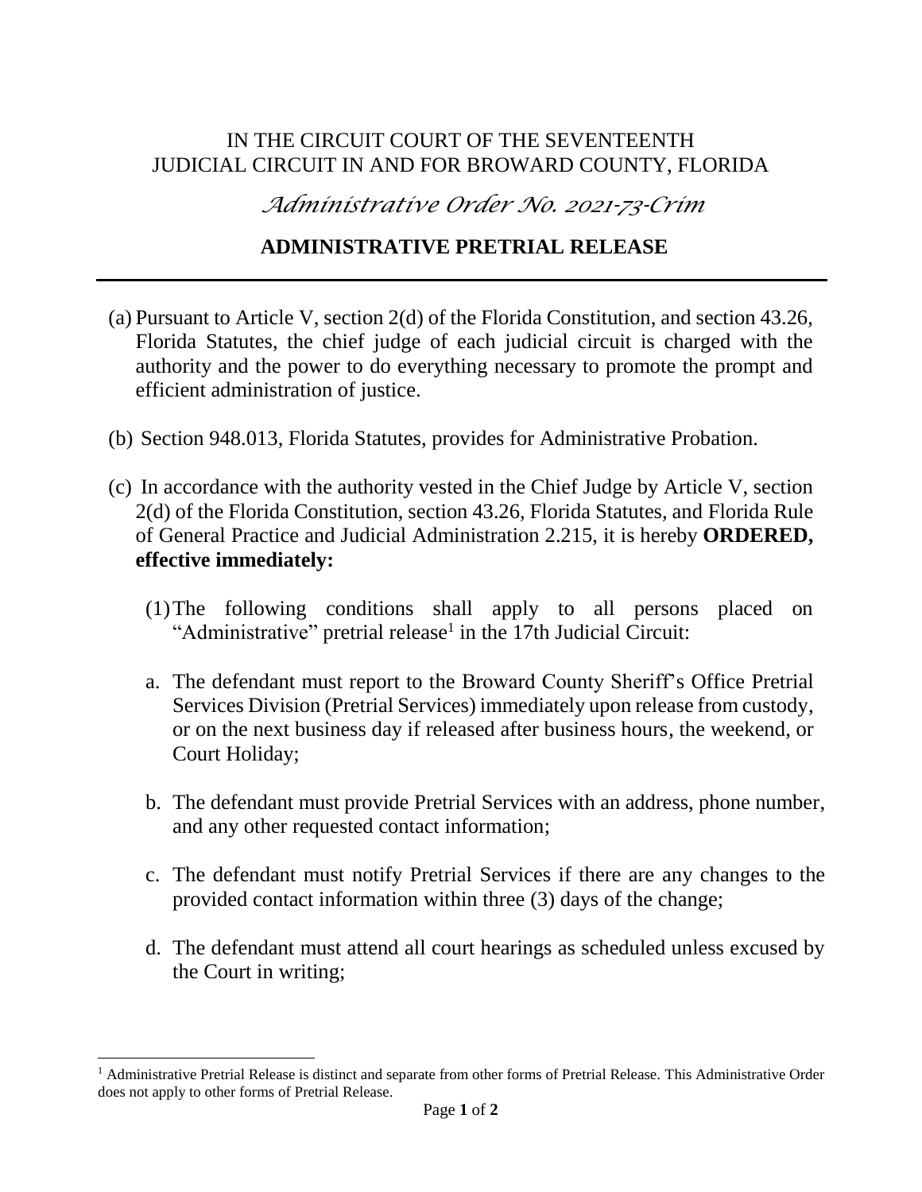IN THE CIRCUIT COURT OF THE SEVENTEENTH
JUDICIAL CIRCUIT IN AND FOR BROWARD COUNTY, FLORIDA

*Administrative Order No. 2021-73-Crim*

# ADMINISTRATIVE PRETRIAL RELEASE

---

(a) Pursuant to Article V, section 2(d) of the Florida Constitution, and section 43.26, Florida Statutes, the chief judge of each judicial circuit is charged with the authority and the power to do everything necessary to promote the prompt and efficient administration of justice.

(b) Section 948.013, Florida Statutes, provides for Administrative Probation.

(c) In accordance with the authority vested in the Chief Judge by Article V, section 2(d) of the Florida Constitution, section 43.26, Florida Statutes, and Florida Rule of General Practice and Judicial Administration 2.215, it is hereby **ORDERED, effective immediately:**

(1) The following conditions shall apply to all persons placed on "Administrative" pretrial release[1] in the 17th Judicial Circuit:

a. The defendant must report to the Broward County Sheriff's Office Pretrial Services Division (Pretrial Services) immediately upon release from custody, or on the next business day if released after business hours, the weekend, or Court Holiday;

b. The defendant must provide Pretrial Services with an address, phone number, and any other requested contact information;

c. The defendant must notify Pretrial Services if there are any changes to the provided contact information within three (3) days of the change;

d. The defendant must attend all court hearings as scheduled unless excused by the Court in writing;

---

[1] Administrative Pretrial Release is distinct and separate from other forms of Pretrial Release. This Administrative Order does not apply to other forms of Pretrial Release.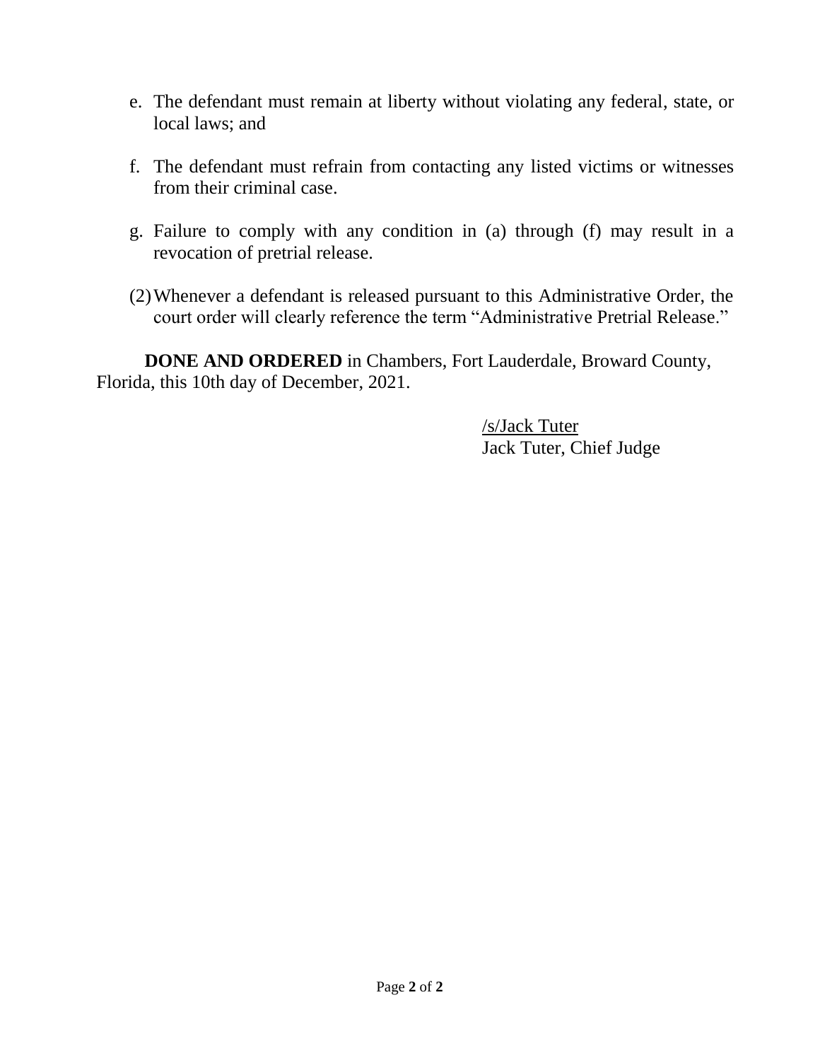e. The defendant must remain at liberty without violating any federal, state, or local laws; and

f. The defendant must refrain from contacting any listed victims or witnesses from their criminal case.

g. Failure to comply with any condition in (a) through (f) may result in a revocation of pretrial release.

(2) Whenever a defendant is released pursuant to this Administrative Order, the court order will clearly reference the term "Administrative Pretrial Release."

**DONE AND ORDERED** in Chambers, Fort Lauderdale, Broward County, Florida, this 10th day of December, 2021.

/s/Jack Tuter
Jack Tuter, Chief Judge